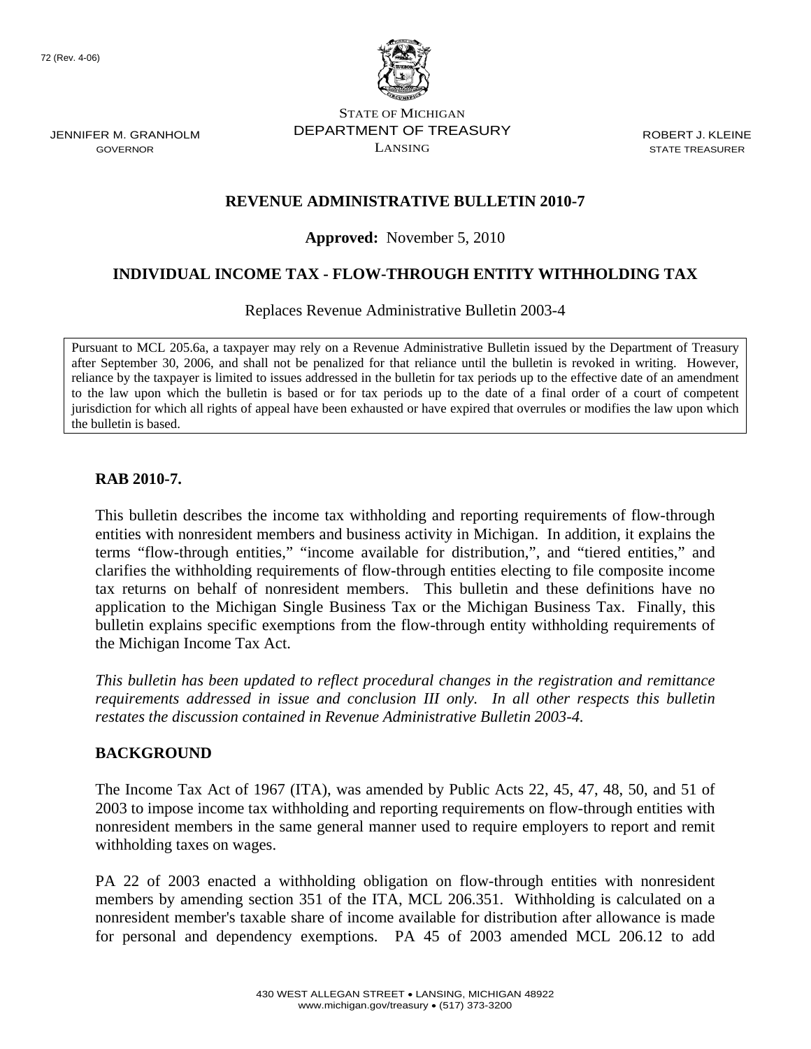72 (Rev. 4-06)

STATE OF MICHIGAN
DEPARTMENT OF TREASURY
LANSING

JENNIFER M. GRANHOLM
GOVERNOR

ROBERT J. KLEINE
STATE TREASURER

# REVENUE ADMINISTRATIVE BULLETIN 2010-7

**Approved:** November 5, 2010

## INDIVIDUAL INCOME TAX - FLOW-THROUGH ENTITY WITHHOLDING TAX

Replaces Revenue Administrative Bulletin 2003-4

Pursuant to MCL 205.6a, a taxpayer may rely on a Revenue Administrative Bulletin issued by the Department of Treasury after September 30, 2006, and shall not be penalized for that reliance until the bulletin is revoked in writing. However, reliance by the taxpayer is limited to issues addressed in the bulletin for tax periods up to the effective date of an amendment to the law upon which the bulletin is based or for tax periods up to the date of a final order of a court of competent jurisdiction for which all rights of appeal have been exhausted or have expired that overrules or modifies the law upon which the bulletin is based.

**RAB 2010-7.**

This bulletin describes the income tax withholding and reporting requirements of flow-through entities with nonresident members and business activity in Michigan. In addition, it explains the terms "flow-through entities," "income available for distribution,", and "tiered entities," and clarifies the withholding requirements of flow-through entities electing to file composite income tax returns on behalf of nonresident members. This bulletin and these definitions have no application to the Michigan Single Business Tax or the Michigan Business Tax. Finally, this bulletin explains specific exemptions from the flow-through entity withholding requirements of the Michigan Income Tax Act.

*This bulletin has been updated to reflect procedural changes in the registration and remittance requirements addressed in issue and conclusion III only. In all other respects this bulletin restates the discussion contained in Revenue Administrative Bulletin 2003-4.*

## BACKGROUND

The Income Tax Act of 1967 (ITA), was amended by Public Acts 22, 45, 47, 48, 50, and 51 of 2003 to impose income tax withholding and reporting requirements on flow-through entities with nonresident members in the same general manner used to require employers to report and remit withholding taxes on wages.

PA 22 of 2003 enacted a withholding obligation on flow-through entities with nonresident members by amending section 351 of the ITA, MCL 206.351. Withholding is calculated on a nonresident member's taxable share of income available for distribution after allowance is made for personal and dependency exemptions. PA 45 of 2003 amended MCL 206.12 to add

430 WEST ALLEGAN STREET • LANSING, MICHIGAN 48922
www.michigan.gov/treasury • (517) 373-3200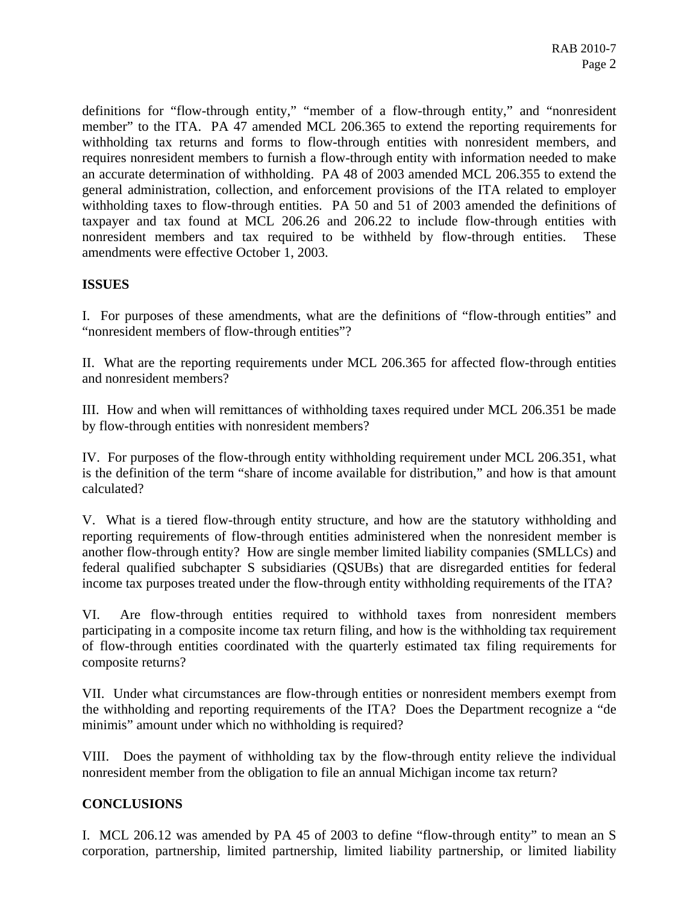definitions for "flow-through entity," "member of a flow-through entity," and "nonresident member" to the ITA. PA 47 amended MCL 206.365 to extend the reporting requirements for withholding tax returns and forms to flow-through entities with nonresident members, and requires nonresident members to furnish a flow-through entity with information needed to make an accurate determination of withholding. PA 48 of 2003 amended MCL 206.355 to extend the general administration, collection, and enforcement provisions of the ITA related to employer withholding taxes to flow-through entities. PA 50 and 51 of 2003 amended the definitions of taxpayer and tax found at MCL 206.26 and 206.22 to include flow-through entities with nonresident members and tax required to be withheld by flow-through entities. These amendments were effective October 1, 2003.

## ISSUES

I. For purposes of these amendments, what are the definitions of "flow-through entities" and "nonresident members of flow-through entities"?

II. What are the reporting requirements under MCL 206.365 for affected flow-through entities and nonresident members?

III. How and when will remittances of withholding taxes required under MCL 206.351 be made by flow-through entities with nonresident members?

IV. For purposes of the flow-through entity withholding requirement under MCL 206.351, what is the definition of the term "share of income available for distribution," and how is that amount calculated?

V. What is a tiered flow-through entity structure, and how are the statutory withholding and reporting requirements of flow-through entities administered when the nonresident member is another flow-through entity? How are single member limited liability companies (SMLLCs) and federal qualified subchapter S subsidiaries (QSUBs) that are disregarded entities for federal income tax purposes treated under the flow-through entity withholding requirements of the ITA?

VI. Are flow-through entities required to withhold taxes from nonresident members participating in a composite income tax return filing, and how is the withholding tax requirement of flow-through entities coordinated with the quarterly estimated tax filing requirements for composite returns?

VII. Under what circumstances are flow-through entities or nonresident members exempt from the withholding and reporting requirements of the ITA? Does the Department recognize a "de minimis" amount under which no withholding is required?

VIII. Does the payment of withholding tax by the flow-through entity relieve the individual nonresident member from the obligation to file an annual Michigan income tax return?

## CONCLUSIONS

I. MCL 206.12 was amended by PA 45 of 2003 to define "flow-through entity" to mean an S corporation, partnership, limited partnership, limited liability partnership, or limited liability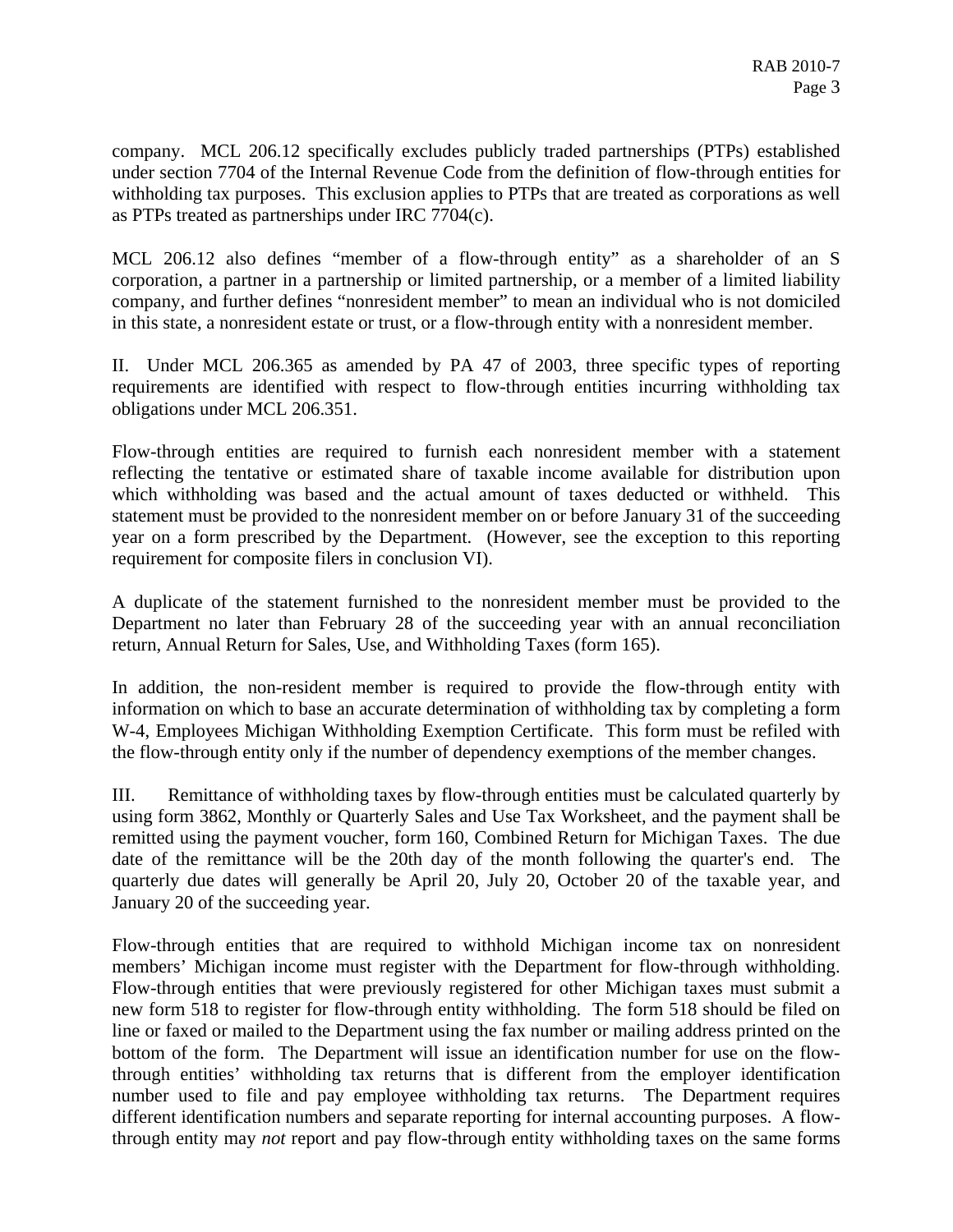company. MCL 206.12 specifically excludes publicly traded partnerships (PTPs) established under section 7704 of the Internal Revenue Code from the definition of flow-through entities for withholding tax purposes. This exclusion applies to PTPs that are treated as corporations as well as PTPs treated as partnerships under IRC 7704(c).

MCL 206.12 also defines "member of a flow-through entity" as a shareholder of an S corporation, a partner in a partnership or limited partnership, or a member of a limited liability company, and further defines "nonresident member" to mean an individual who is not domiciled in this state, a nonresident estate or trust, or a flow-through entity with a nonresident member.

II. Under MCL 206.365 as amended by PA 47 of 2003, three specific types of reporting requirements are identified with respect to flow-through entities incurring withholding tax obligations under MCL 206.351.

Flow-through entities are required to furnish each nonresident member with a statement reflecting the tentative or estimated share of taxable income available for distribution upon which withholding was based and the actual amount of taxes deducted or withheld. This statement must be provided to the nonresident member on or before January 31 of the succeeding year on a form prescribed by the Department. (However, see the exception to this reporting requirement for composite filers in conclusion VI).

A duplicate of the statement furnished to the nonresident member must be provided to the Department no later than February 28 of the succeeding year with an annual reconciliation return, Annual Return for Sales, Use, and Withholding Taxes (form 165).

In addition, the non-resident member is required to provide the flow-through entity with information on which to base an accurate determination of withholding tax by completing a form W-4, Employees Michigan Withholding Exemption Certificate. This form must be refiled with the flow-through entity only if the number of dependency exemptions of the member changes.

III. Remittance of withholding taxes by flow-through entities must be calculated quarterly by using form 3862, Monthly or Quarterly Sales and Use Tax Worksheet, and the payment shall be remitted using the payment voucher, form 160, Combined Return for Michigan Taxes. The due date of the remittance will be the 20th day of the month following the quarter's end. The quarterly due dates will generally be April 20, July 20, October 20 of the taxable year, and January 20 of the succeeding year.

Flow-through entities that are required to withhold Michigan income tax on nonresident members' Michigan income must register with the Department for flow-through withholding. Flow-through entities that were previously registered for other Michigan taxes must submit a new form 518 to register for flow-through entity withholding. The form 518 should be filed on line or faxed or mailed to the Department using the fax number or mailing address printed on the bottom of the form. The Department will issue an identification number for use on the flow-through entities' withholding tax returns that is different from the employer identification number used to file and pay employee withholding tax returns. The Department requires different identification numbers and separate reporting for internal accounting purposes. A flow-through entity may *not* report and pay flow-through entity withholding taxes on the same forms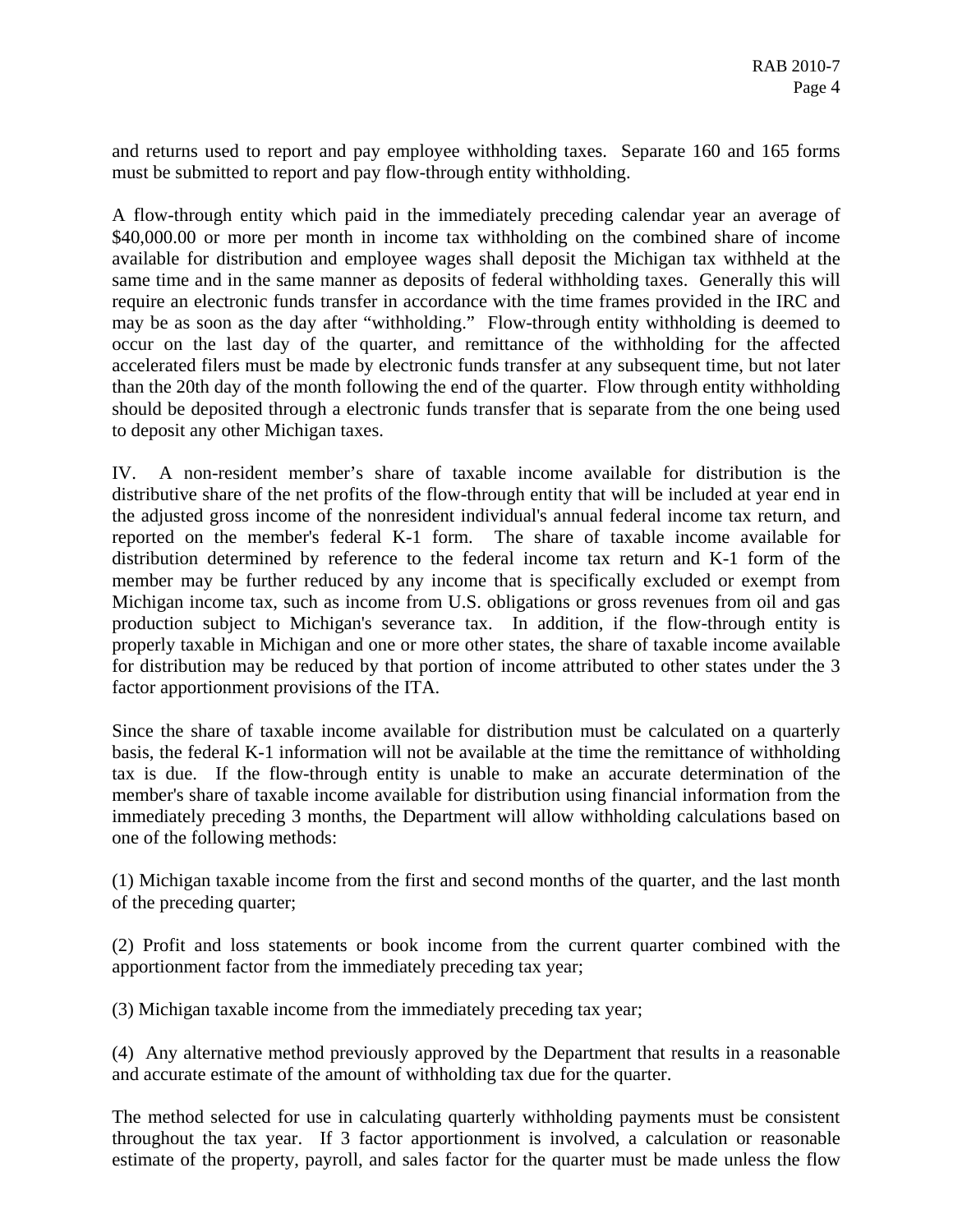and returns used to report and pay employee withholding taxes. Separate 160 and 165 forms must be submitted to report and pay flow-through entity withholding.

A flow-through entity which paid in the immediately preceding calendar year an average of $40,000.00 or more per month in income tax withholding on the combined share of income available for distribution and employee wages shall deposit the Michigan tax withheld at the same time and in the same manner as deposits of federal withholding taxes. Generally this will require an electronic funds transfer in accordance with the time frames provided in the IRC and may be as soon as the day after "withholding." Flow-through entity withholding is deemed to occur on the last day of the quarter, and remittance of the withholding for the affected accelerated filers must be made by electronic funds transfer at any subsequent time, but not later than the 20th day of the month following the end of the quarter. Flow through entity withholding should be deposited through a electronic funds transfer that is separate from the one being used to deposit any other Michigan taxes.

IV. A non-resident member's share of taxable income available for distribution is the distributive share of the net profits of the flow-through entity that will be included at year end in the adjusted gross income of the nonresident individual's annual federal income tax return, and reported on the member's federal K-1 form. The share of taxable income available for distribution determined by reference to the federal income tax return and K-1 form of the member may be further reduced by any income that is specifically excluded or exempt from Michigan income tax, such as income from U.S. obligations or gross revenues from oil and gas production subject to Michigan's severance tax. In addition, if the flow-through entity is properly taxable in Michigan and one or more other states, the share of taxable income available for distribution may be reduced by that portion of income attributed to other states under the 3 factor apportionment provisions of the ITA.

Since the share of taxable income available for distribution must be calculated on a quarterly basis, the federal K-1 information will not be available at the time the remittance of withholding tax is due. If the flow-through entity is unable to make an accurate determination of the member's share of taxable income available for distribution using financial information from the immediately preceding 3 months, the Department will allow withholding calculations based on one of the following methods:

(1) Michigan taxable income from the first and second months of the quarter, and the last month of the preceding quarter;

(2) Profit and loss statements or book income from the current quarter combined with the apportionment factor from the immediately preceding tax year;

(3) Michigan taxable income from the immediately preceding tax year;

(4) Any alternative method previously approved by the Department that results in a reasonable and accurate estimate of the amount of withholding tax due for the quarter.

The method selected for use in calculating quarterly withholding payments must be consistent throughout the tax year. If 3 factor apportionment is involved, a calculation or reasonable estimate of the property, payroll, and sales factor for the quarter must be made unless the flow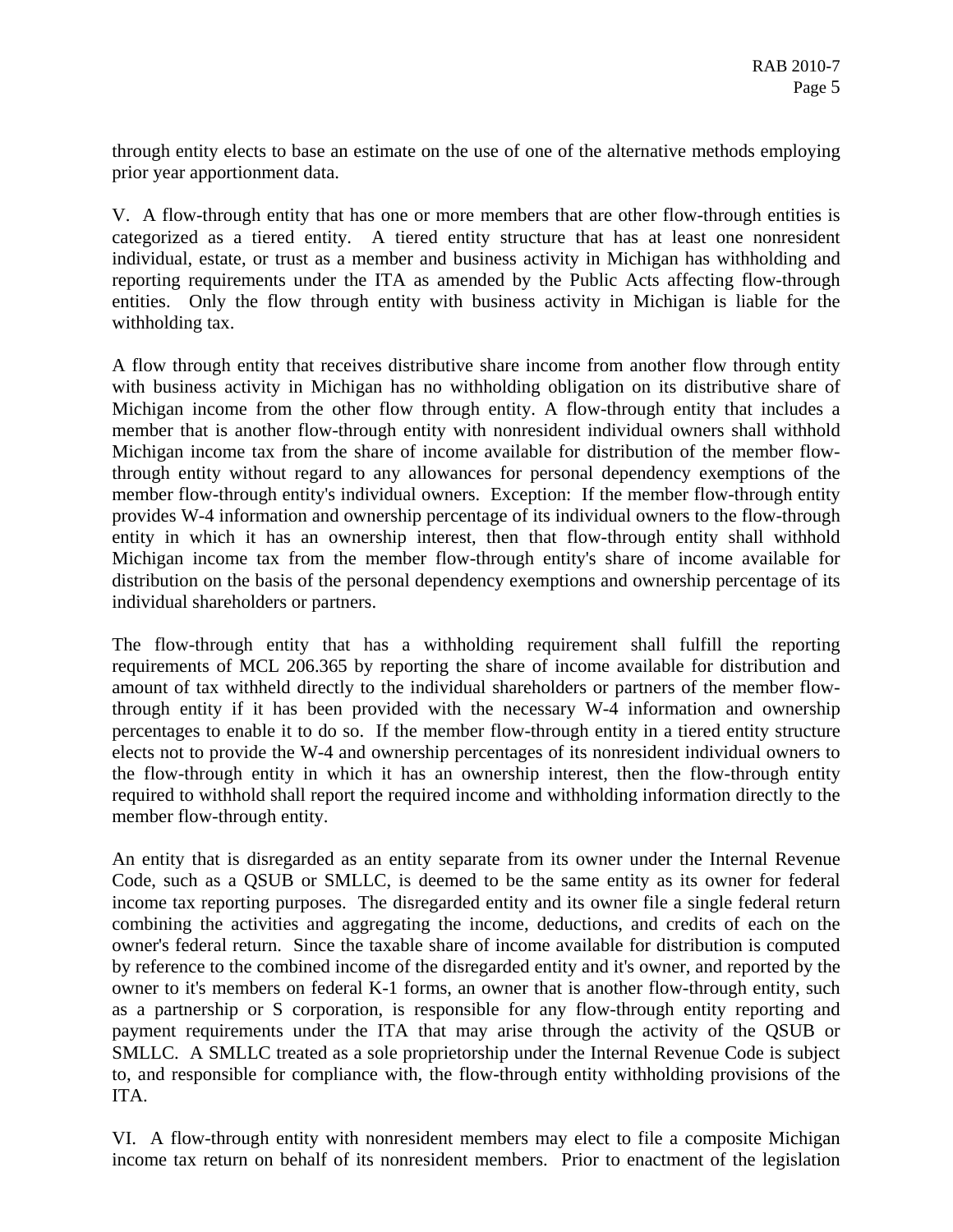through entity elects to base an estimate on the use of one of the alternative methods employing prior year apportionment data.

V. A flow-through entity that has one or more members that are other flow-through entities is categorized as a tiered entity. A tiered entity structure that has at least one nonresident individual, estate, or trust as a member and business activity in Michigan has withholding and reporting requirements under the ITA as amended by the Public Acts affecting flow-through entities. Only the flow through entity with business activity in Michigan is liable for the withholding tax.

A flow through entity that receives distributive share income from another flow through entity with business activity in Michigan has no withholding obligation on its distributive share of Michigan income from the other flow through entity. A flow-through entity that includes a member that is another flow-through entity with nonresident individual owners shall withhold Michigan income tax from the share of income available for distribution of the member flow-through entity without regard to any allowances for personal dependency exemptions of the member flow-through entity's individual owners. Exception: If the member flow-through entity provides W-4 information and ownership percentage of its individual owners to the flow-through entity in which it has an ownership interest, then that flow-through entity shall withhold Michigan income tax from the member flow-through entity's share of income available for distribution on the basis of the personal dependency exemptions and ownership percentage of its individual shareholders or partners.

The flow-through entity that has a withholding requirement shall fulfill the reporting requirements of MCL 206.365 by reporting the share of income available for distribution and amount of tax withheld directly to the individual shareholders or partners of the member flow-through entity if it has been provided with the necessary W-4 information and ownership percentages to enable it to do so. If the member flow-through entity in a tiered entity structure elects not to provide the W-4 and ownership percentages of its nonresident individual owners to the flow-through entity in which it has an ownership interest, then the flow-through entity required to withhold shall report the required income and withholding information directly to the member flow-through entity.

An entity that is disregarded as an entity separate from its owner under the Internal Revenue Code, such as a QSUB or SMLLC, is deemed to be the same entity as its owner for federal income tax reporting purposes. The disregarded entity and its owner file a single federal return combining the activities and aggregating the income, deductions, and credits of each on the owner's federal return. Since the taxable share of income available for distribution is computed by reference to the combined income of the disregarded entity and it's owner, and reported by the owner to it's members on federal K-1 forms, an owner that is another flow-through entity, such as a partnership or S corporation, is responsible for any flow-through entity reporting and payment requirements under the ITA that may arise through the activity of the QSUB or SMLLC. A SMLLC treated as a sole proprietorship under the Internal Revenue Code is subject to, and responsible for compliance with, the flow-through entity withholding provisions of the ITA.

VI. A flow-through entity with nonresident members may elect to file a composite Michigan income tax return on behalf of its nonresident members. Prior to enactment of the legislation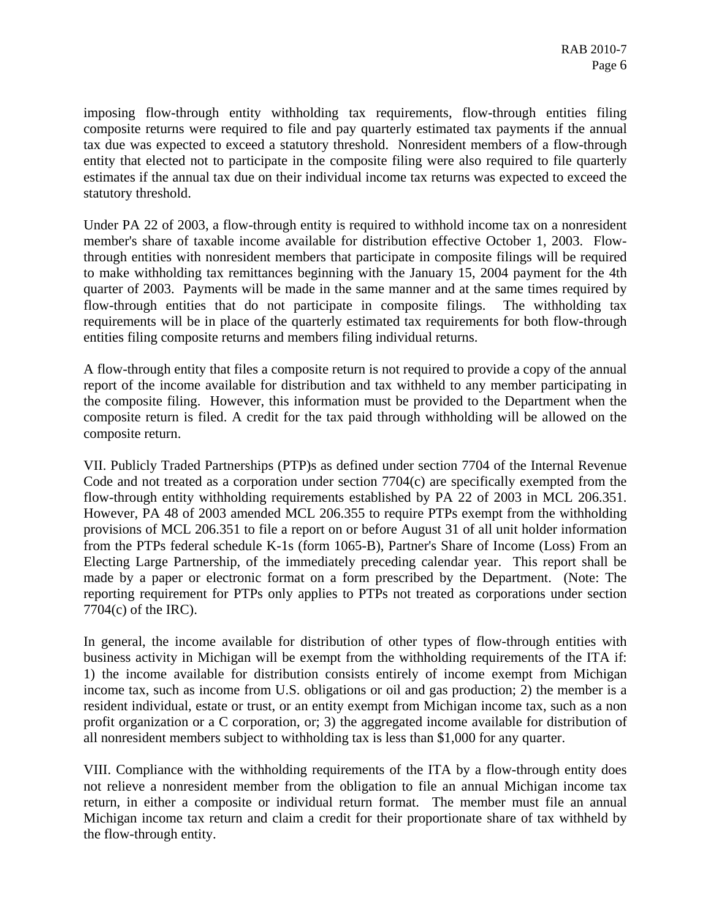imposing flow-through entity withholding tax requirements, flow-through entities filing composite returns were required to file and pay quarterly estimated tax payments if the annual tax due was expected to exceed a statutory threshold. Nonresident members of a flow-through entity that elected not to participate in the composite filing were also required to file quarterly estimates if the annual tax due on their individual income tax returns was expected to exceed the statutory threshold.

Under PA 22 of 2003, a flow-through entity is required to withhold income tax on a nonresident member's share of taxable income available for distribution effective October 1, 2003. Flow-through entities with nonresident members that participate in composite filings will be required to make withholding tax remittances beginning with the January 15, 2004 payment for the 4th quarter of 2003. Payments will be made in the same manner and at the same times required by flow-through entities that do not participate in composite filings. The withholding tax requirements will be in place of the quarterly estimated tax requirements for both flow-through entities filing composite returns and members filing individual returns.

A flow-through entity that files a composite return is not required to provide a copy of the annual report of the income available for distribution and tax withheld to any member participating in the composite filing. However, this information must be provided to the Department when the composite return is filed. A credit for the tax paid through withholding will be allowed on the composite return.

VII. Publicly Traded Partnerships (PTP)s as defined under section 7704 of the Internal Revenue Code and not treated as a corporation under section 7704(c) are specifically exempted from the flow-through entity withholding requirements established by PA 22 of 2003 in MCL 206.351. However, PA 48 of 2003 amended MCL 206.355 to require PTPs exempt from the withholding provisions of MCL 206.351 to file a report on or before August 31 of all unit holder information from the PTPs federal schedule K-1s (form 1065-B), Partner's Share of Income (Loss) From an Electing Large Partnership, of the immediately preceding calendar year. This report shall be made by a paper or electronic format on a form prescribed by the Department. (Note: The reporting requirement for PTPs only applies to PTPs not treated as corporations under section 7704(c) of the IRC).

In general, the income available for distribution of other types of flow-through entities with business activity in Michigan will be exempt from the withholding requirements of the ITA if: 1) the income available for distribution consists entirely of income exempt from Michigan income tax, such as income from U.S. obligations or oil and gas production; 2) the member is a resident individual, estate or trust, or an entity exempt from Michigan income tax, such as a non profit organization or a C corporation, or; 3) the aggregated income available for distribution of all nonresident members subject to withholding tax is less than $1,000 for any quarter.

VIII. Compliance with the withholding requirements of the ITA by a flow-through entity does not relieve a nonresident member from the obligation to file an annual Michigan income tax return, in either a composite or individual return format. The member must file an annual Michigan income tax return and claim a credit for their proportionate share of tax withheld by the flow-through entity.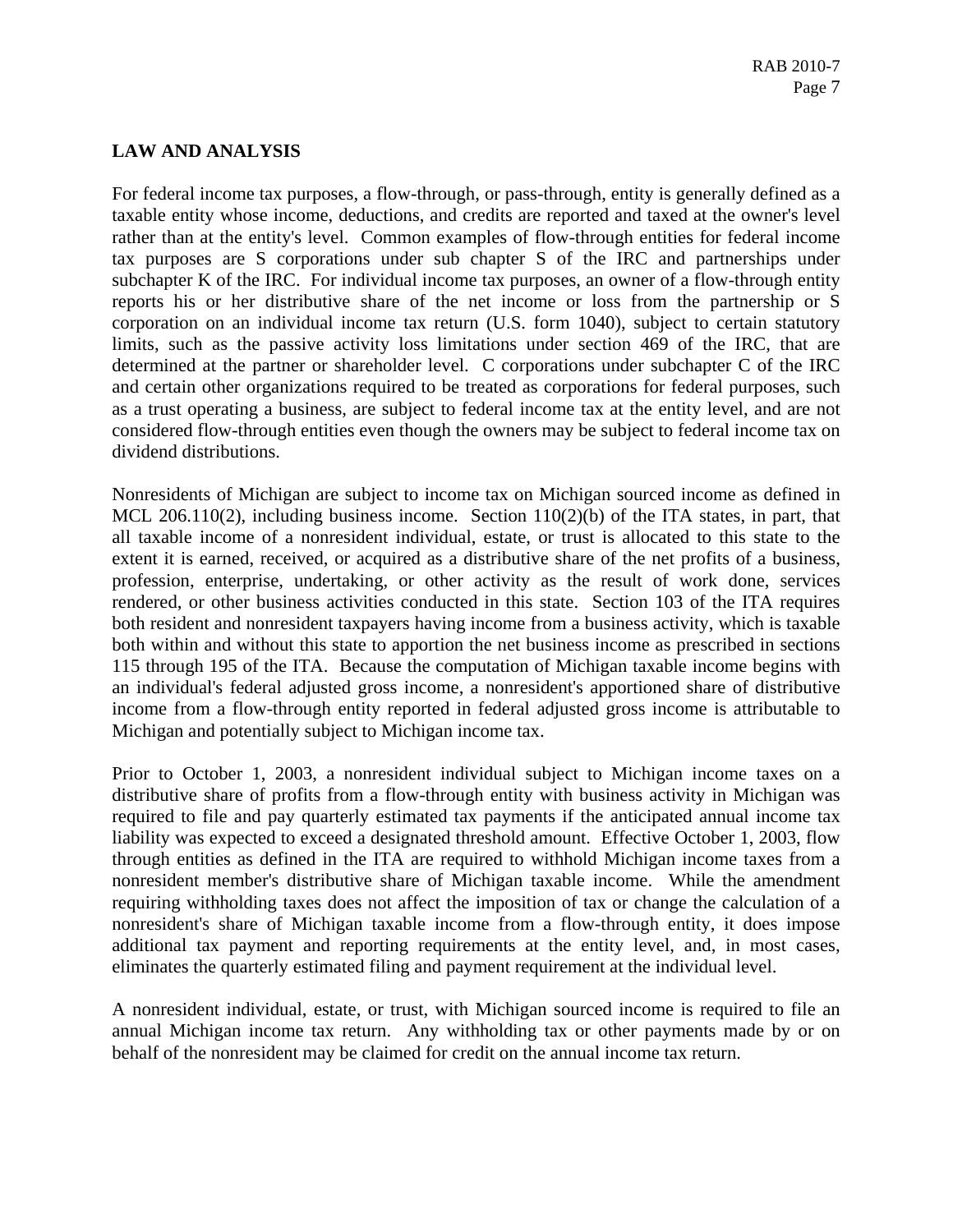## LAW AND ANALYSIS

For federal income tax purposes, a flow-through, or pass-through, entity is generally defined as a taxable entity whose income, deductions, and credits are reported and taxed at the owner's level rather than at the entity's level. Common examples of flow-through entities for federal income tax purposes are S corporations under sub chapter S of the IRC and partnerships under subchapter K of the IRC. For individual income tax purposes, an owner of a flow-through entity reports his or her distributive share of the net income or loss from the partnership or S corporation on an individual income tax return (U.S. form 1040), subject to certain statutory limits, such as the passive activity loss limitations under section 469 of the IRC, that are determined at the partner or shareholder level. C corporations under subchapter C of the IRC and certain other organizations required to be treated as corporations for federal purposes, such as a trust operating a business, are subject to federal income tax at the entity level, and are not considered flow-through entities even though the owners may be subject to federal income tax on dividend distributions.

Nonresidents of Michigan are subject to income tax on Michigan sourced income as defined in MCL 206.110(2), including business income. Section 110(2)(b) of the ITA states, in part, that all taxable income of a nonresident individual, estate, or trust is allocated to this state to the extent it is earned, received, or acquired as a distributive share of the net profits of a business, profession, enterprise, undertaking, or other activity as the result of work done, services rendered, or other business activities conducted in this state. Section 103 of the ITA requires both resident and nonresident taxpayers having income from a business activity, which is taxable both within and without this state to apportion the net business income as prescribed in sections 115 through 195 of the ITA. Because the computation of Michigan taxable income begins with an individual's federal adjusted gross income, a nonresident's apportioned share of distributive income from a flow-through entity reported in federal adjusted gross income is attributable to Michigan and potentially subject to Michigan income tax.

Prior to October 1, 2003, a nonresident individual subject to Michigan income taxes on a distributive share of profits from a flow-through entity with business activity in Michigan was required to file and pay quarterly estimated tax payments if the anticipated annual income tax liability was expected to exceed a designated threshold amount. Effective October 1, 2003, flow through entities as defined in the ITA are required to withhold Michigan income taxes from a nonresident member's distributive share of Michigan taxable income. While the amendment requiring withholding taxes does not affect the imposition of tax or change the calculation of a nonresident's share of Michigan taxable income from a flow-through entity, it does impose additional tax payment and reporting requirements at the entity level, and, in most cases, eliminates the quarterly estimated filing and payment requirement at the individual level.

A nonresident individual, estate, or trust, with Michigan sourced income is required to file an annual Michigan income tax return. Any withholding tax or other payments made by or on behalf of the nonresident may be claimed for credit on the annual income tax return.